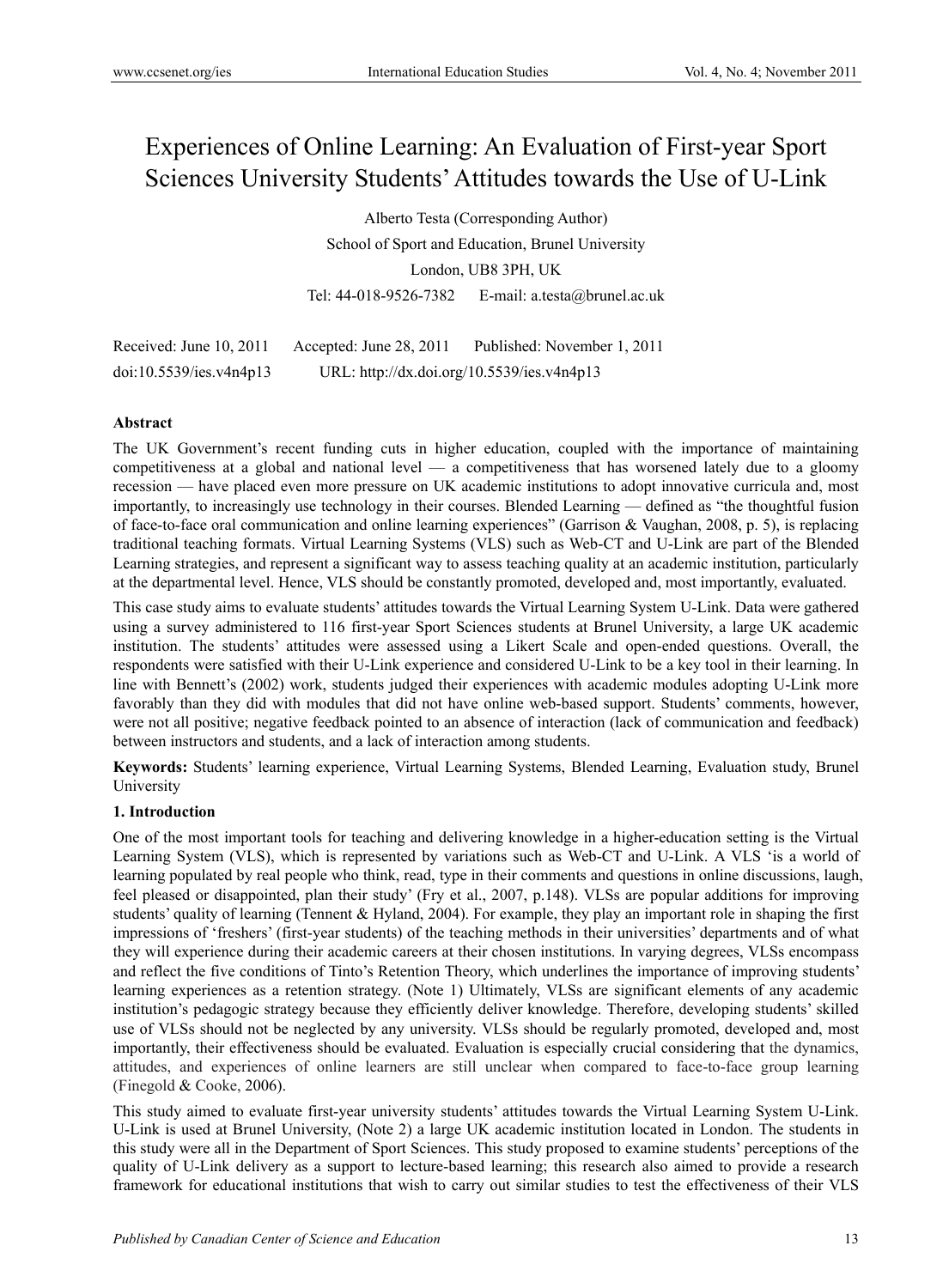# Experiences of Online Learning: An Evaluation of First-year Sport Sciences University Students' Attitudes towards the Use of U-Link

Alberto Testa (Corresponding Author)

School of Sport and Education, Brunel University

London, UB8 3PH, UK

Tel: 44-018-9526-7382 E-mail: a.testa@brunel.ac.uk

Received: June 10, 2011 Accepted: June 28, 2011 Published: November 1, 2011

doi:10.5539/ies.v4n4p13 URL: http://dx.doi.org/10.5539/ies.v4n4p13

**Abstract**

The UK Government's recent funding cuts in higher education, coupled with the importance of maintaining competitiveness at a global and national level — a competitiveness that has worsened lately due to a gloomy recession — have placed even more pressure on UK academic institutions to adopt innovative curricula and, most importantly, to increasingly use technology in their courses. Blended Learning — defined as "the thoughtful fusion of face-to-face oral communication and online learning experiences" (Garrison & Vaughan, 2008, p. 5), is replacing traditional teaching formats. Virtual Learning Systems (VLS) such as Web-CT and U-Link are part of the Blended Learning strategies, and represent a significant way to assess teaching quality at an academic institution, particularly at the departmental level. Hence, VLS should be constantly promoted, developed and, most importantly, evaluated.

This case study aims to evaluate students' attitudes towards the Virtual Learning System U-Link. Data were gathered using a survey administered to 116 first-year Sport Sciences students at Brunel University, a large UK academic institution. The students' attitudes were assessed using a Likert Scale and open-ended questions. Overall, the respondents were satisfied with their U-Link experience and considered U-Link to be a key tool in their learning. In line with Bennett's (2002) work, students judged their experiences with academic modules adopting U-Link more favorably than they did with modules that did not have online web-based support. Students' comments, however, were not all positive; negative feedback pointed to an absence of interaction (lack of communication and feedback) between instructors and students, and a lack of interaction among students.

**Keywords:** Students' learning experience, Virtual Learning Systems, Blended Learning, Evaluation study, Brunel University

## 1. Introduction

One of the most important tools for teaching and delivering knowledge in a higher-education setting is the Virtual Learning System (VLS), which is represented by variations such as Web-CT and U-Link. A VLS 'is a world of learning populated by real people who think, read, type in their comments and questions in online discussions, laugh, feel pleased or disappointed, plan their study' (Fry et al., 2007, p.148). VLSs are popular additions for improving students' quality of learning (Tennent & Hyland, 2004). For example, they play an important role in shaping the first impressions of 'freshers' (first-year students) of the teaching methods in their universities' departments and of what they will experience during their academic careers at their chosen institutions. In varying degrees, VLSs encompass and reflect the five conditions of Tinto's Retention Theory, which underlines the importance of improving students' learning experiences as a retention strategy. (Note 1) Ultimately, VLSs are significant elements of any academic institution's pedagogic strategy because they efficiently deliver knowledge. Therefore, developing students' skilled use of VLSs should not be neglected by any university. VLSs should be regularly promoted, developed and, most importantly, their effectiveness should be evaluated. Evaluation is especially crucial considering that the dynamics, attitudes, and experiences of online learners are still unclear when compared to face-to-face group learning (Finegold & Cooke, 2006).

This study aimed to evaluate first-year university students' attitudes towards the Virtual Learning System U-Link. U-Link is used at Brunel University, (Note 2) a large UK academic institution located in London. The students in this study were all in the Department of Sport Sciences. This study proposed to examine students' perceptions of the quality of U-Link delivery as a support to lecture-based learning; this research also aimed to provide a research framework for educational institutions that wish to carry out similar studies to test the effectiveness of their VLS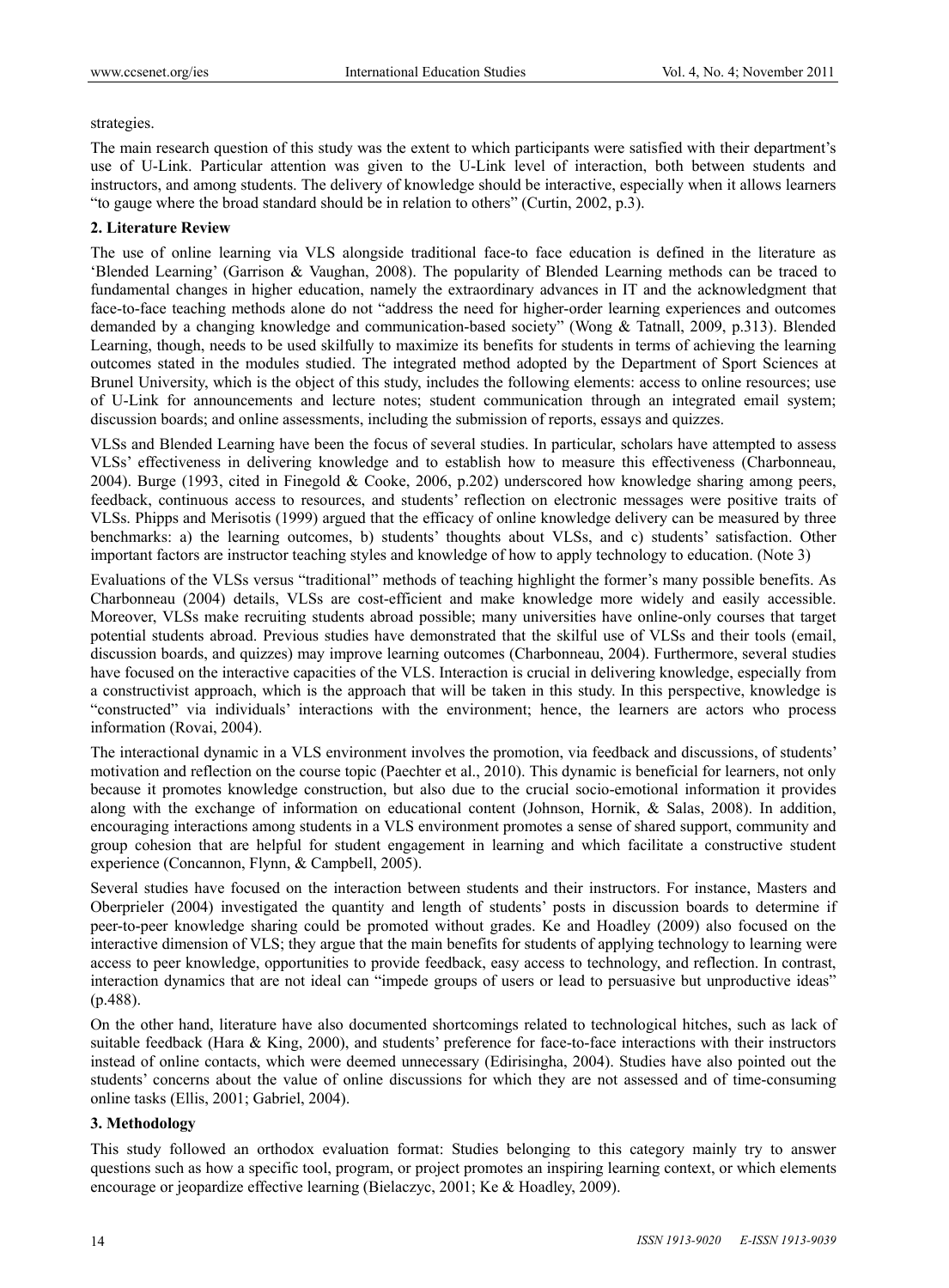strategies.

The main research question of this study was the extent to which participants were satisfied with their department's use of U-Link. Particular attention was given to the U-Link level of interaction, both between students and instructors, and among students. The delivery of knowledge should be interactive, especially when it allows learners "to gauge where the broad standard should be in relation to others" (Curtin, 2002, p.3).

## 2. Literature Review

The use of online learning via VLS alongside traditional face-to face education is defined in the literature as 'Blended Learning' (Garrison & Vaughan, 2008). The popularity of Blended Learning methods can be traced to fundamental changes in higher education, namely the extraordinary advances in IT and the acknowledgment that face-to-face teaching methods alone do not "address the need for higher-order learning experiences and outcomes demanded by a changing knowledge and communication-based society" (Wong & Tatnall, 2009, p.313). Blended Learning, though, needs to be used skilfully to maximize its benefits for students in terms of achieving the learning outcomes stated in the modules studied. The integrated method adopted by the Department of Sport Sciences at Brunel University, which is the object of this study, includes the following elements: access to online resources; use of U-Link for announcements and lecture notes; student communication through an integrated email system; discussion boards; and online assessments, including the submission of reports, essays and quizzes.

VLSs and Blended Learning have been the focus of several studies. In particular, scholars have attempted to assess VLSs' effectiveness in delivering knowledge and to establish how to measure this effectiveness (Charbonneau, 2004). Burge (1993, cited in Finegold & Cooke, 2006, p.202) underscored how knowledge sharing among peers, feedback, continuous access to resources, and students' reflection on electronic messages were positive traits of VLSs. Phipps and Merisotis (1999) argued that the efficacy of online knowledge delivery can be measured by three benchmarks: a) the learning outcomes, b) students' thoughts about VLSs, and c) students' satisfaction. Other important factors are instructor teaching styles and knowledge of how to apply technology to education. (Note 3)

Evaluations of the VLSs versus "traditional" methods of teaching highlight the former's many possible benefits. As Charbonneau (2004) details, VLSs are cost-efficient and make knowledge more widely and easily accessible. Moreover, VLSs make recruiting students abroad possible; many universities have online-only courses that target potential students abroad. Previous studies have demonstrated that the skilful use of VLSs and their tools (email, discussion boards, and quizzes) may improve learning outcomes (Charbonneau, 2004). Furthermore, several studies have focused on the interactive capacities of the VLS. Interaction is crucial in delivering knowledge, especially from a constructivist approach, which is the approach that will be taken in this study. In this perspective, knowledge is "constructed" via individuals' interactions with the environment; hence, the learners are actors who process information (Rovai, 2004).

The interactional dynamic in a VLS environment involves the promotion, via feedback and discussions, of students' motivation and reflection on the course topic (Paechter et al., 2010). This dynamic is beneficial for learners, not only because it promotes knowledge construction, but also due to the crucial socio-emotional information it provides along with the exchange of information on educational content (Johnson, Hornik, & Salas, 2008). In addition, encouraging interactions among students in a VLS environment promotes a sense of shared support, community and group cohesion that are helpful for student engagement in learning and which facilitate a constructive student experience (Concannon, Flynn, & Campbell, 2005).

Several studies have focused on the interaction between students and their instructors. For instance, Masters and Oberprieler (2004) investigated the quantity and length of students' posts in discussion boards to determine if peer-to-peer knowledge sharing could be promoted without grades. Ke and Hoadley (2009) also focused on the interactive dimension of VLS; they argue that the main benefits for students of applying technology to learning were access to peer knowledge, opportunities to provide feedback, easy access to technology, and reflection. In contrast, interaction dynamics that are not ideal can "impede groups of users or lead to persuasive but unproductive ideas" (p.488).

On the other hand, literature have also documented shortcomings related to technological hitches, such as lack of suitable feedback (Hara & King, 2000), and students' preference for face-to-face interactions with their instructors instead of online contacts, which were deemed unnecessary (Edirisingha, 2004). Studies have also pointed out the students' concerns about the value of online discussions for which they are not assessed and of time-consuming online tasks (Ellis, 2001; Gabriel, 2004).

## 3. Methodology

This study followed an orthodox evaluation format: Studies belonging to this category mainly try to answer questions such as how a specific tool, program, or project promotes an inspiring learning context, or which elements encourage or jeopardize effective learning (Bielaczyc, 2001; Ke & Hoadley, 2009).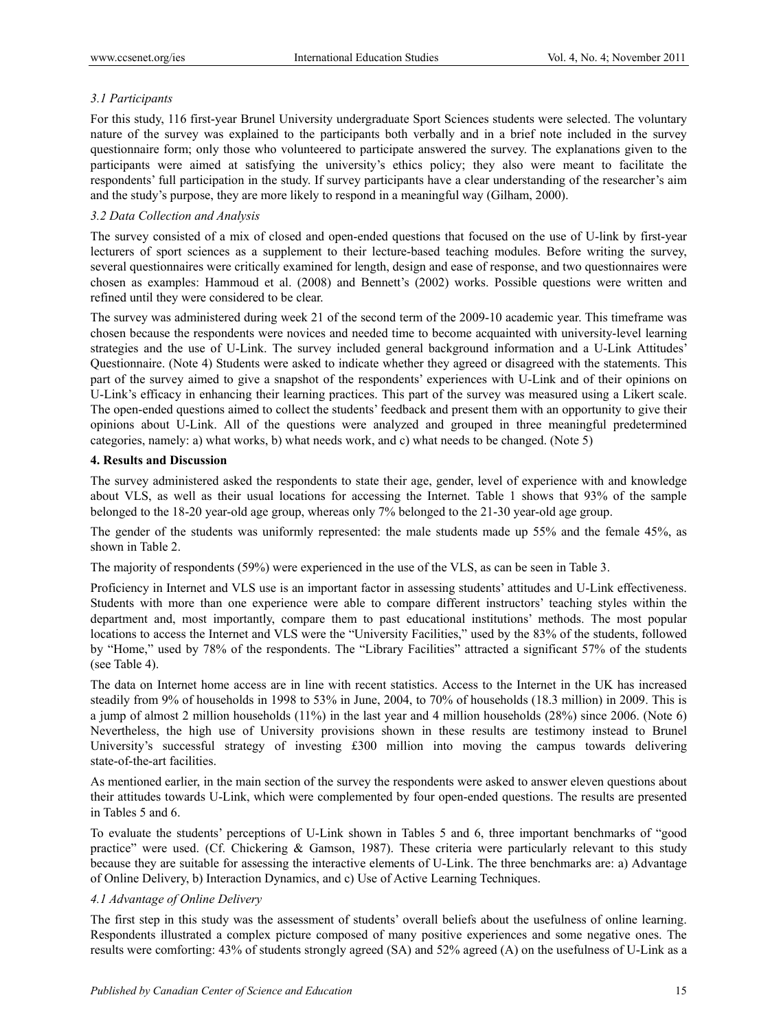### *3.1 Participants*

For this study, 116 first-year Brunel University undergraduate Sport Sciences students were selected. The voluntary nature of the survey was explained to the participants both verbally and in a brief note included in the survey questionnaire form; only those who volunteered to participate answered the survey. The explanations given to the participants were aimed at satisfying the university's ethics policy; they also were meant to facilitate the respondents' full participation in the study. If survey participants have a clear understanding of the researcher's aim and the study's purpose, they are more likely to respond in a meaningful way (Gilham, 2000).

### *3.2 Data Collection and Analysis*

The survey consisted of a mix of closed and open-ended questions that focused on the use of U-link by first-year lecturers of sport sciences as a supplement to their lecture-based teaching modules. Before writing the survey, several questionnaires were critically examined for length, design and ease of response, and two questionnaires were chosen as examples: Hammoud et al. (2008) and Bennett's (2002) works. Possible questions were written and refined until they were considered to be clear.

The survey was administered during week 21 of the second term of the 2009-10 academic year. This timeframe was chosen because the respondents were novices and needed time to become acquainted with university-level learning strategies and the use of U-Link. The survey included general background information and a U-Link Attitudes' Questionnaire. (Note 4) Students were asked to indicate whether they agreed or disagreed with the statements. This part of the survey aimed to give a snapshot of the respondents' experiences with U-Link and of their opinions on U-Link's efficacy in enhancing their learning practices. This part of the survey was measured using a Likert scale. The open-ended questions aimed to collect the students' feedback and present them with an opportunity to give their opinions about U-Link. All of the questions were analyzed and grouped in three meaningful predetermined categories, namely: a) what works, b) what needs work, and c) what needs to be changed. (Note 5)

## 4. Results and Discussion

The survey administered asked the respondents to state their age, gender, level of experience with and knowledge about VLS, as well as their usual locations for accessing the Internet. Table 1 shows that 93% of the sample belonged to the 18-20 year-old age group, whereas only 7% belonged to the 21-30 year-old age group.

The gender of the students was uniformly represented: the male students made up 55% and the female 45%, as shown in Table 2.

The majority of respondents (59%) were experienced in the use of the VLS, as can be seen in Table 3.

Proficiency in Internet and VLS use is an important factor in assessing students' attitudes and U-Link effectiveness. Students with more than one experience were able to compare different instructors' teaching styles within the department and, most importantly, compare them to past educational institutions' methods. The most popular locations to access the Internet and VLS were the "University Facilities," used by the 83% of the students, followed by "Home," used by 78% of the respondents. The "Library Facilities" attracted a significant 57% of the students (see Table 4).

The data on Internet home access are in line with recent statistics. Access to the Internet in the UK has increased steadily from 9% of households in 1998 to 53% in June, 2004, to 70% of households (18.3 million) in 2009. This is a jump of almost 2 million households (11%) in the last year and 4 million households (28%) since 2006. (Note 6) Nevertheless, the high use of University provisions shown in these results are testimony instead to Brunel University's successful strategy of investing £300 million into moving the campus towards delivering state-of-the-art facilities.

As mentioned earlier, in the main section of the survey the respondents were asked to answer eleven questions about their attitudes towards U-Link, which were complemented by four open-ended questions. The results are presented in Tables 5 and 6.

To evaluate the students' perceptions of U-Link shown in Tables 5 and 6, three important benchmarks of "good practice" were used. (Cf. Chickering & Gamson, 1987). These criteria were particularly relevant to this study because they are suitable for assessing the interactive elements of U-Link. The three benchmarks are: a) Advantage of Online Delivery, b) Interaction Dynamics, and c) Use of Active Learning Techniques.

### *4.1 Advantage of Online Delivery*

The first step in this study was the assessment of students' overall beliefs about the usefulness of online learning. Respondents illustrated a complex picture composed of many positive experiences and some negative ones. The results were comforting: 43% of students strongly agreed (SA) and 52% agreed (A) on the usefulness of U-Link as a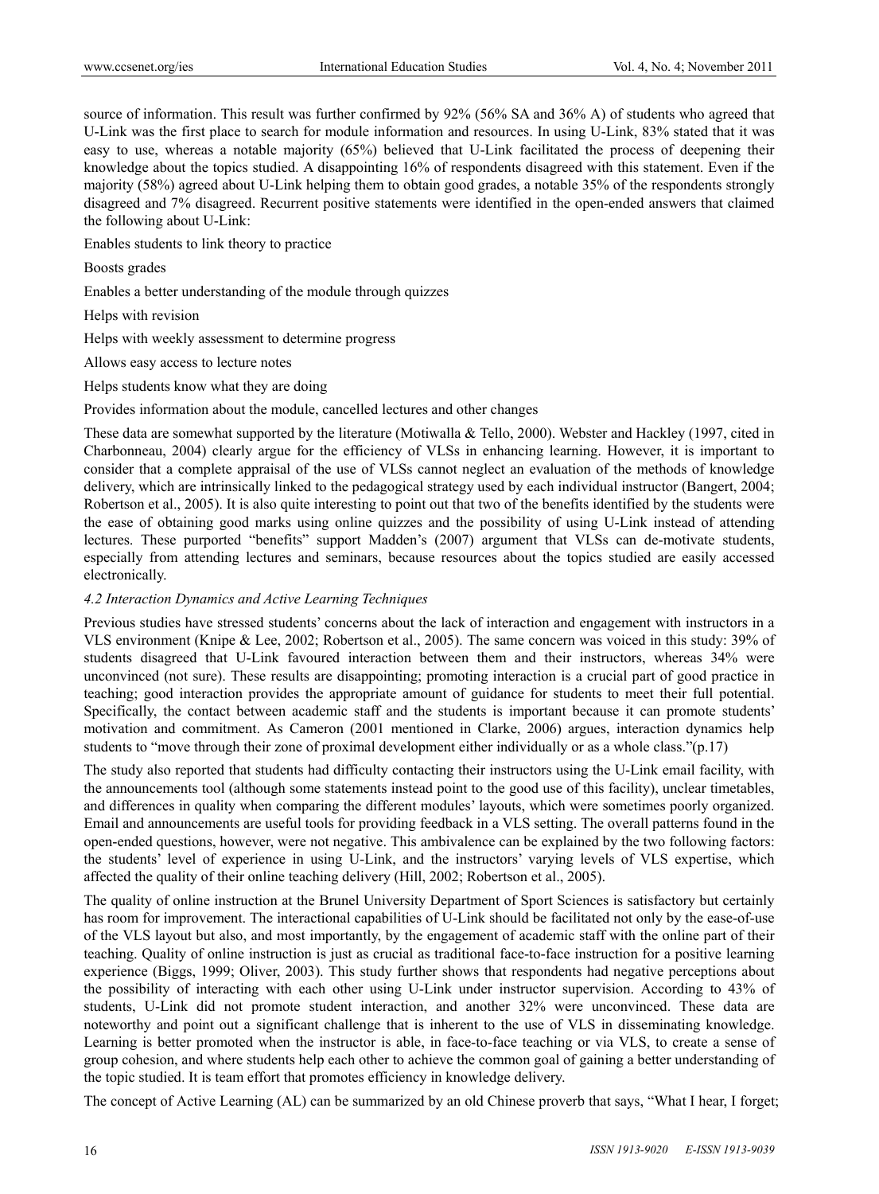source of information. This result was further confirmed by 92% (56% SA and 36% A) of students who agreed that U-Link was the first place to search for module information and resources. In using U-Link, 83% stated that it was easy to use, whereas a notable majority (65%) believed that U-Link facilitated the process of deepening their knowledge about the topics studied. A disappointing 16% of respondents disagreed with this statement. Even if the majority (58%) agreed about U-Link helping them to obtain good grades, a notable 35% of the respondents strongly disagreed and 7% disagreed. Recurrent positive statements were identified in the open-ended answers that claimed the following about U-Link:

Enables students to link theory to practice

Boosts grades

Enables a better understanding of the module through quizzes

Helps with revision

Helps with weekly assessment to determine progress

Allows easy access to lecture notes

Helps students know what they are doing

Provides information about the module, cancelled lectures and other changes

These data are somewhat supported by the literature (Motiwalla & Tello, 2000). Webster and Hackley (1997, cited in Charbonneau, 2004) clearly argue for the efficiency of VLSs in enhancing learning. However, it is important to consider that a complete appraisal of the use of VLSs cannot neglect an evaluation of the methods of knowledge delivery, which are intrinsically linked to the pedagogical strategy used by each individual instructor (Bangert, 2004; Robertson et al., 2005). It is also quite interesting to point out that two of the benefits identified by the students were the ease of obtaining good marks using online quizzes and the possibility of using U-Link instead of attending lectures. These purported "benefits" support Madden's (2007) argument that VLSs can de-motivate students, especially from attending lectures and seminars, because resources about the topics studied are easily accessed electronically.

### *4.2 Interaction Dynamics and Active Learning Techniques*

Previous studies have stressed students' concerns about the lack of interaction and engagement with instructors in a VLS environment (Knipe & Lee, 2002; Robertson et al., 2005). The same concern was voiced in this study: 39% of students disagreed that U-Link favoured interaction between them and their instructors, whereas 34% were unconvinced (not sure). These results are disappointing; promoting interaction is a crucial part of good practice in teaching; good interaction provides the appropriate amount of guidance for students to meet their full potential. Specifically, the contact between academic staff and the students is important because it can promote students' motivation and commitment. As Cameron (2001 mentioned in Clarke, 2006) argues, interaction dynamics help students to "move through their zone of proximal development either individually or as a whole class."(p.17)

The study also reported that students had difficulty contacting their instructors using the U-Link email facility, with the announcements tool (although some statements instead point to the good use of this facility), unclear timetables, and differences in quality when comparing the different modules' layouts, which were sometimes poorly organized. Email and announcements are useful tools for providing feedback in a VLS setting. The overall patterns found in the open-ended questions, however, were not negative. This ambivalence can be explained by the two following factors: the students' level of experience in using U-Link, and the instructors' varying levels of VLS expertise, which affected the quality of their online teaching delivery (Hill, 2002; Robertson et al., 2005).

The quality of online instruction at the Brunel University Department of Sport Sciences is satisfactory but certainly has room for improvement. The interactional capabilities of U-Link should be facilitated not only by the ease-of-use of the VLS layout but also, and most importantly, by the engagement of academic staff with the online part of their teaching. Quality of online instruction is just as crucial as traditional face-to-face instruction for a positive learning experience (Biggs, 1999; Oliver, 2003). This study further shows that respondents had negative perceptions about the possibility of interacting with each other using U-Link under instructor supervision. According to 43% of students, U-Link did not promote student interaction, and another 32% were unconvinced. These data are noteworthy and point out a significant challenge that is inherent to the use of VLS in disseminating knowledge. Learning is better promoted when the instructor is able, in face-to-face teaching or via VLS, to create a sense of group cohesion, and where students help each other to achieve the common goal of gaining a better understanding of the topic studied. It is team effort that promotes efficiency in knowledge delivery.

The concept of Active Learning (AL) can be summarized by an old Chinese proverb that says, "What I hear, I forget;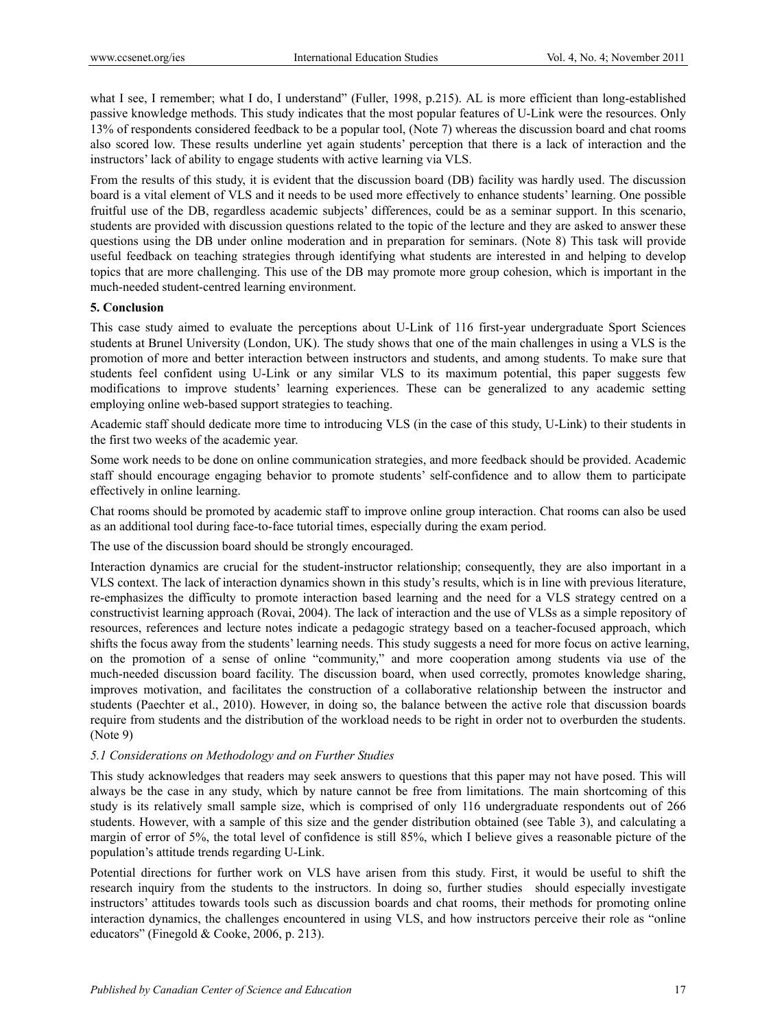what I see, I remember; what I do, I understand" (Fuller, 1998, p.215). AL is more efficient than long-established passive knowledge methods. This study indicates that the most popular features of U-Link were the resources. Only 13% of respondents considered feedback to be a popular tool, (Note 7) whereas the discussion board and chat rooms also scored low. These results underline yet again students' perception that there is a lack of interaction and the instructors' lack of ability to engage students with active learning via VLS.

From the results of this study, it is evident that the discussion board (DB) facility was hardly used. The discussion board is a vital element of VLS and it needs to be used more effectively to enhance students' learning. One possible fruitful use of the DB, regardless academic subjects' differences, could be as a seminar support. In this scenario, students are provided with discussion questions related to the topic of the lecture and they are asked to answer these questions using the DB under online moderation and in preparation for seminars. (Note 8) This task will provide useful feedback on teaching strategies through identifying what students are interested in and helping to develop topics that are more challenging. This use of the DB may promote more group cohesion, which is important in the much-needed student-centred learning environment.

## 5. Conclusion

This case study aimed to evaluate the perceptions about U-Link of 116 first-year undergraduate Sport Sciences students at Brunel University (London, UK). The study shows that one of the main challenges in using a VLS is the promotion of more and better interaction between instructors and students, and among students. To make sure that students feel confident using U-Link or any similar VLS to its maximum potential, this paper suggests few modifications to improve students' learning experiences. These can be generalized to any academic setting employing online web-based support strategies to teaching.

Academic staff should dedicate more time to introducing VLS (in the case of this study, U-Link) to their students in the first two weeks of the academic year.

Some work needs to be done on online communication strategies, and more feedback should be provided. Academic staff should encourage engaging behavior to promote students' self-confidence and to allow them to participate effectively in online learning.

Chat rooms should be promoted by academic staff to improve online group interaction. Chat rooms can also be used as an additional tool during face-to-face tutorial times, especially during the exam period.

The use of the discussion board should be strongly encouraged.

Interaction dynamics are crucial for the student-instructor relationship; consequently, they are also important in a VLS context. The lack of interaction dynamics shown in this study's results, which is in line with previous literature, re-emphasizes the difficulty to promote interaction based learning and the need for a VLS strategy centred on a constructivist learning approach (Rovai, 2004). The lack of interaction and the use of VLSs as a simple repository of resources, references and lecture notes indicate a pedagogic strategy based on a teacher-focused approach, which shifts the focus away from the students' learning needs. This study suggests a need for more focus on active learning, on the promotion of a sense of online "community," and more cooperation among students via use of the much-needed discussion board facility. The discussion board, when used correctly, promotes knowledge sharing, improves motivation, and facilitates the construction of a collaborative relationship between the instructor and students (Paechter et al., 2010). However, in doing so, the balance between the active role that discussion boards require from students and the distribution of the workload needs to be right in order not to overburden the students. (Note 9)

### *5.1 Considerations on Methodology and on Further Studies*

This study acknowledges that readers may seek answers to questions that this paper may not have posed. This will always be the case in any study, which by nature cannot be free from limitations. The main shortcoming of this study is its relatively small sample size, which is comprised of only 116 undergraduate respondents out of 266 students. However, with a sample of this size and the gender distribution obtained (see Table 3), and calculating a margin of error of 5%, the total level of confidence is still 85%, which I believe gives a reasonable picture of the population's attitude trends regarding U-Link.

Potential directions for further work on VLS have arisen from this study. First, it would be useful to shift the research inquiry from the students to the instructors. In doing so, further studies should especially investigate instructors' attitudes towards tools such as discussion boards and chat rooms, their methods for promoting online interaction dynamics, the challenges encountered in using VLS, and how instructors perceive their role as "online educators" (Finegold & Cooke, 2006, p. 213).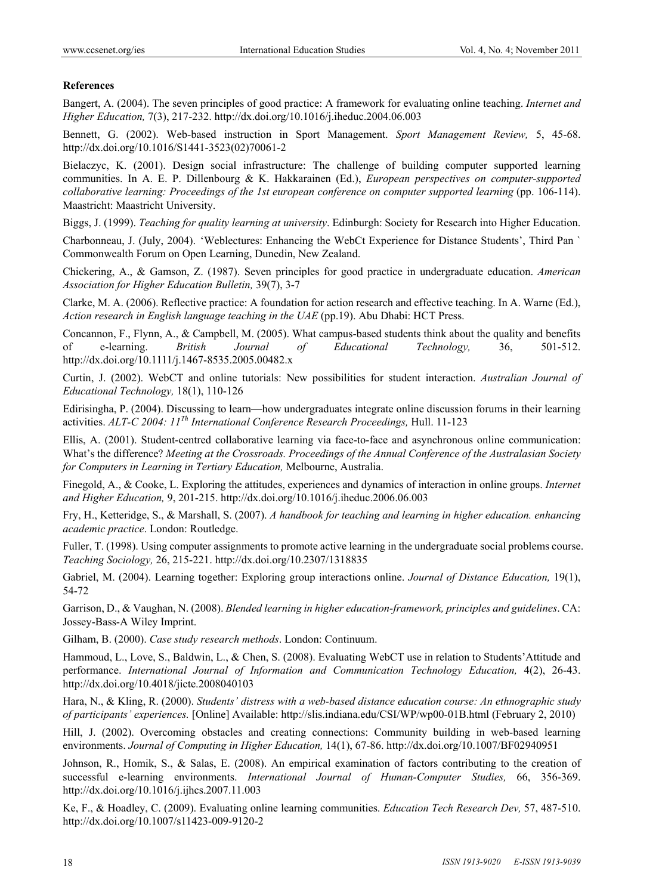**References**

Bangert, A. (2004). The seven principles of good practice: A framework for evaluating online teaching. *Internet and Higher Education,* 7(3), 217-232. http://dx.doi.org/10.1016/j.iheduc.2004.06.003

Bennett, G. (2002). Web-based instruction in Sport Management. *Sport Management Review,* 5, 45-68. http://dx.doi.org/10.1016/S1441-3523(02)70061-2

Bielaczyc, K. (2001). Design social infrastructure: The challenge of building computer supported learning communities. In A. E. P. Dillenbourg & K. Hakkarainen (Ed.), *European perspectives on computer-supported collaborative learning: Proceedings of the 1st european conference on computer supported learning* (pp. 106-114). Maastricht: Maastricht University.

Biggs, J. (1999). *Teaching for quality learning at university*. Edinburgh: Society for Research into Higher Education.

Charbonneau, J. (July, 2004). 'Weblectures: Enhancing the WebCt Experience for Distance Students', Third Pan ` Commonwealth Forum on Open Learning, Dunedin, New Zealand.

Chickering, A., & Gamson, Z. (1987). Seven principles for good practice in undergraduate education. *American Association for Higher Education Bulletin,* 39(7), 3-7

Clarke, M. A. (2006). Reflective practice: A foundation for action research and effective teaching. In A. Warne (Ed.), *Action research in English language teaching in the UAE* (pp.19). Abu Dhabi: HCT Press.

Concannon, F., Flynn, A., & Campbell, M. (2005). What campus-based students think about the quality and benefits of e-learning. *British Journal of Educational Technology,* 36, 501-512. http://dx.doi.org/10.1111/j.1467-8535.2005.00482.x

Curtin, J. (2002). WebCT and online tutorials: New possibilities for student interaction. *Australian Journal of Educational Technology,* 18(1), 110-126

Edirisingha, P. (2004). Discussing to learn—how undergraduates integrate online discussion forums in their learning activities. *ALT-C 2004: 11Th International Conference Research Proceedings,* Hull. 11-123

Ellis, A. (2001). Student-centred collaborative learning via face-to-face and asynchronous online communication: What's the difference? *Meeting at the Crossroads. Proceedings of the Annual Conference of the Australasian Society for Computers in Learning in Tertiary Education,* Melbourne, Australia.

Finegold, A., & Cooke, L. Exploring the attitudes, experiences and dynamics of interaction in online groups. *Internet and Higher Education,* 9, 201-215. http://dx.doi.org/10.1016/j.iheduc.2006.06.003

Fry, H., Ketteridge, S., & Marshall, S. (2007). *A handbook for teaching and learning in higher education. enhancing academic practice*. London: Routledge.

Fuller, T. (1998). Using computer assignments to promote active learning in the undergraduate social problems course. *Teaching Sociology,* 26, 215-221. http://dx.doi.org/10.2307/1318835

Gabriel, M. (2004). Learning together: Exploring group interactions online. *Journal of Distance Education,* 19(1), 54-72

Garrison, D., & Vaughan, N. (2008). *Blended learning in higher education-framework, principles and guidelines*. CA: Jossey-Bass-A Wiley Imprint.

Gilham, B. (2000). *Case study research methods*. London: Continuum.

Hammoud, L., Love, S., Baldwin, L., & Chen, S. (2008). Evaluating WebCT use in relation to Students'Attitude and performance. *International Journal of Information and Communication Technology Education,* 4(2), 26-43. http://dx.doi.org/10.4018/jicte.2008040103

Hara, N., & Kling, R. (2000). *Students' distress with a web-based distance education course: An ethnographic study of participants' experiences.* [Online] Available: http://slis.indiana.edu/CSI/WP/wp00-01B.html (February 2, 2010)

Hill, J. (2002). Overcoming obstacles and creating connections: Community building in web-based learning environments. *Journal of Computing in Higher Education,* 14(1), 67-86. http://dx.doi.org/10.1007/BF02940951

Johnson, R., Homik, S., & Salas, E. (2008). An empirical examination of factors contributing to the creation of successful e-learning environments. *International Journal of Human-Computer Studies,* 66, 356-369. http://dx.doi.org/10.1016/j.ijhcs.2007.11.003

Ke, F., & Hoadley, C. (2009). Evaluating online learning communities. *Education Tech Research Dev,* 57, 487-510. http://dx.doi.org/10.1007/s11423-009-9120-2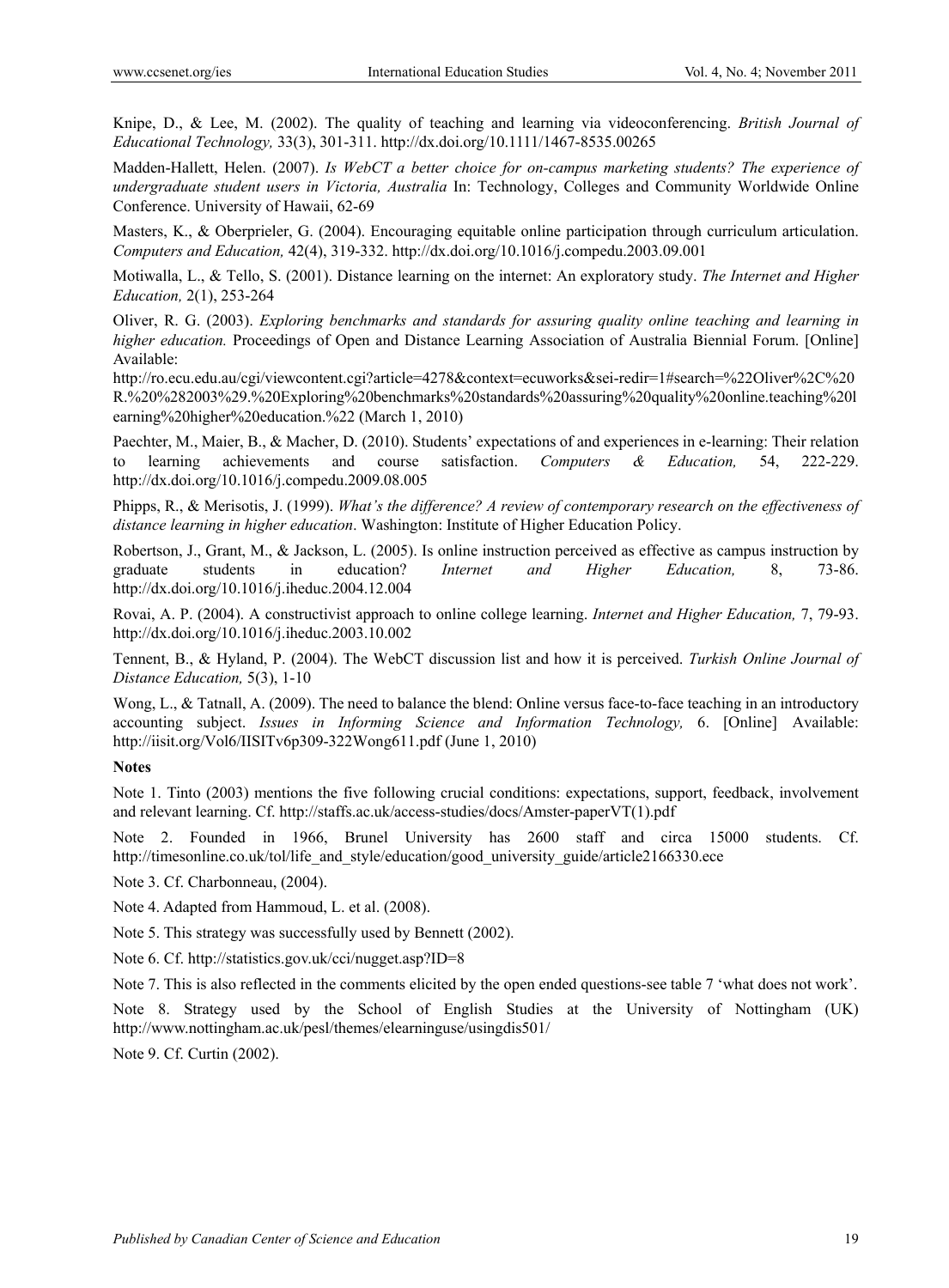Knipe, D., & Lee, M. (2002). The quality of teaching and learning via videoconferencing. *British Journal of Educational Technology,* 33(3), 301-311. http://dx.doi.org/10.1111/1467-8535.00265

Madden-Hallett, Helen. (2007). *Is WebCT a better choice for on-campus marketing students? The experience of undergraduate student users in Victoria, Australia* In: Technology, Colleges and Community Worldwide Online Conference. University of Hawaii, 62-69

Masters, K., & Oberprieler, G. (2004). Encouraging equitable online participation through curriculum articulation. *Computers and Education,* 42(4), 319-332. http://dx.doi.org/10.1016/j.compedu.2003.09.001

Motiwalla, L., & Tello, S. (2001). Distance learning on the internet: An exploratory study. *The Internet and Higher Education,* 2(1), 253-264

Oliver, R. G. (2003). *Exploring benchmarks and standards for assuring quality online teaching and learning in higher education.* Proceedings of Open and Distance Learning Association of Australia Biennial Forum. [Online] Available: http://ro.ecu.edu.au/cgi/viewcontent.cgi?article=4278&context=ecuworks&sei-redir=1#search=%22Oliver%2C%20R.%20%282003%29.%20Exploring%20benchmarks%20standards%20assuring%20quality%20online.teaching%20learning%20higher%20education.%22 (March 1, 2010)

Paechter, M., Maier, B., & Macher, D. (2010). Students' expectations of and experiences in e-learning: Their relation to learning achievements and course satisfaction. *Computers & Education,* 54, 222-229. http://dx.doi.org/10.1016/j.compedu.2009.08.005

Phipps, R., & Merisotis, J. (1999). *What's the difference? A review of contemporary research on the effectiveness of distance learning in higher education*. Washington: Institute of Higher Education Policy.

Robertson, J., Grant, M., & Jackson, L. (2005). Is online instruction perceived as effective as campus instruction by graduate students in education? *Internet and Higher Education,* 8, 73-86. http://dx.doi.org/10.1016/j.iheduc.2004.12.004

Rovai, A. P. (2004). A constructivist approach to online college learning. *Internet and Higher Education,* 7, 79-93. http://dx.doi.org/10.1016/j.iheduc.2003.10.002

Tennent, B., & Hyland, P. (2004). The WebCT discussion list and how it is perceived. *Turkish Online Journal of Distance Education,* 5(3), 1-10

Wong, L., & Tatnall, A. (2009). The need to balance the blend: Online versus face-to-face teaching in an introductory accounting subject. *Issues in Informing Science and Information Technology,* 6. [Online] Available: http://iisit.org/Vol6/IISITv6p309-322Wong611.pdf (June 1, 2010)

**Notes**

Note 1. Tinto (2003) mentions the five following crucial conditions: expectations, support, feedback, involvement and relevant learning. Cf. http://staffs.ac.uk/access-studies/docs/Amster-paperVT(1).pdf

Note 2. Founded in 1966, Brunel University has 2600 staff and circa 15000 students. Cf. http://timesonline.co.uk/tol/life_and_style/education/good_university_guide/article2166330.ece

Note 3. Cf. Charbonneau, (2004).

Note 4. Adapted from Hammoud, L. et al. (2008).

Note 5. This strategy was successfully used by Bennett (2002).

Note 6. Cf. http://statistics.gov.uk/cci/nugget.asp?ID=8

Note 7. This is also reflected in the comments elicited by the open ended questions-see table 7 'what does not work'.

Note 8. Strategy used by the School of English Studies at the University of Nottingham (UK) http://www.nottingham.ac.uk/pesl/themes/elearninguse/usingdis501/

Note 9. Cf. Curtin (2002).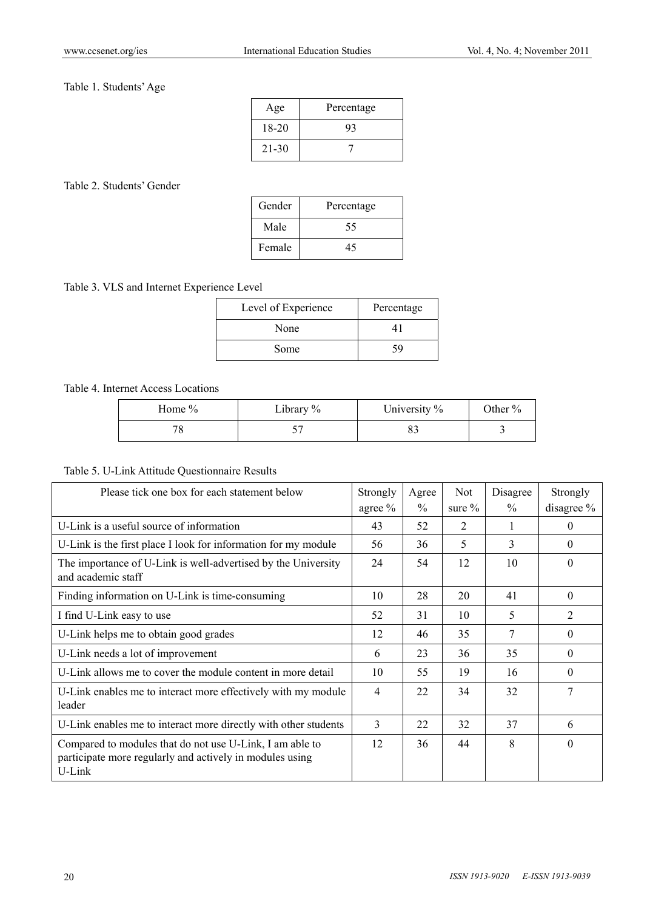Table 1. Students' Age

| Age | Percentage |
|---|---|
| 18-20 | 93 |
| 21-30 | 7 |

Table 2. Students' Gender

| Gender | Percentage |
|---|---|
| Male | 55 |
| Female | 45 |

Table 3. VLS and Internet Experience Level

| Level of Experience | Percentage |
|---|---|
| None | 41 |
| Some | 59 |

Table 4. Internet Access Locations

| Home % | Library % | University % | Other % |
|---|---|---|---|
| 78 | 57 | 83 | 3 |

Table 5. U-Link Attitude Questionnaire Results

| Please tick one box for each statement below | Strongly agree % | Agree % | Not sure % | Disagree % | Strongly disagree % |
|---|---|---|---|---|---|
| U-Link is a useful source of information | 43 | 52 | 2 | 1 | 0 |
| U-Link is the first place I look for information for my module | 56 | 36 | 5 | 3 | 0 |
| The importance of U-Link is well-advertised by the University and academic staff | 24 | 54 | 12 | 10 | 0 |
| Finding information on U-Link is time-consuming | 10 | 28 | 20 | 41 | 0 |
| I find U-Link easy to use | 52 | 31 | 10 | 5 | 2 |
| U-Link helps me to obtain good grades | 12 | 46 | 35 | 7 | 0 |
| U-Link needs a lot of improvement | 6 | 23 | 36 | 35 | 0 |
| U-Link allows me to cover the module content in more detail | 10 | 55 | 19 | 16 | 0 |
| U-Link enables me to interact more effectively with my module leader | 4 | 22 | 34 | 32 | 7 |
| U-Link enables me to interact more directly with other students | 3 | 22 | 32 | 37 | 6 |
| Compared to modules that do not use U-Link, I am able to participate more regularly and actively in modules using U-Link | 12 | 36 | 44 | 8 | 0 |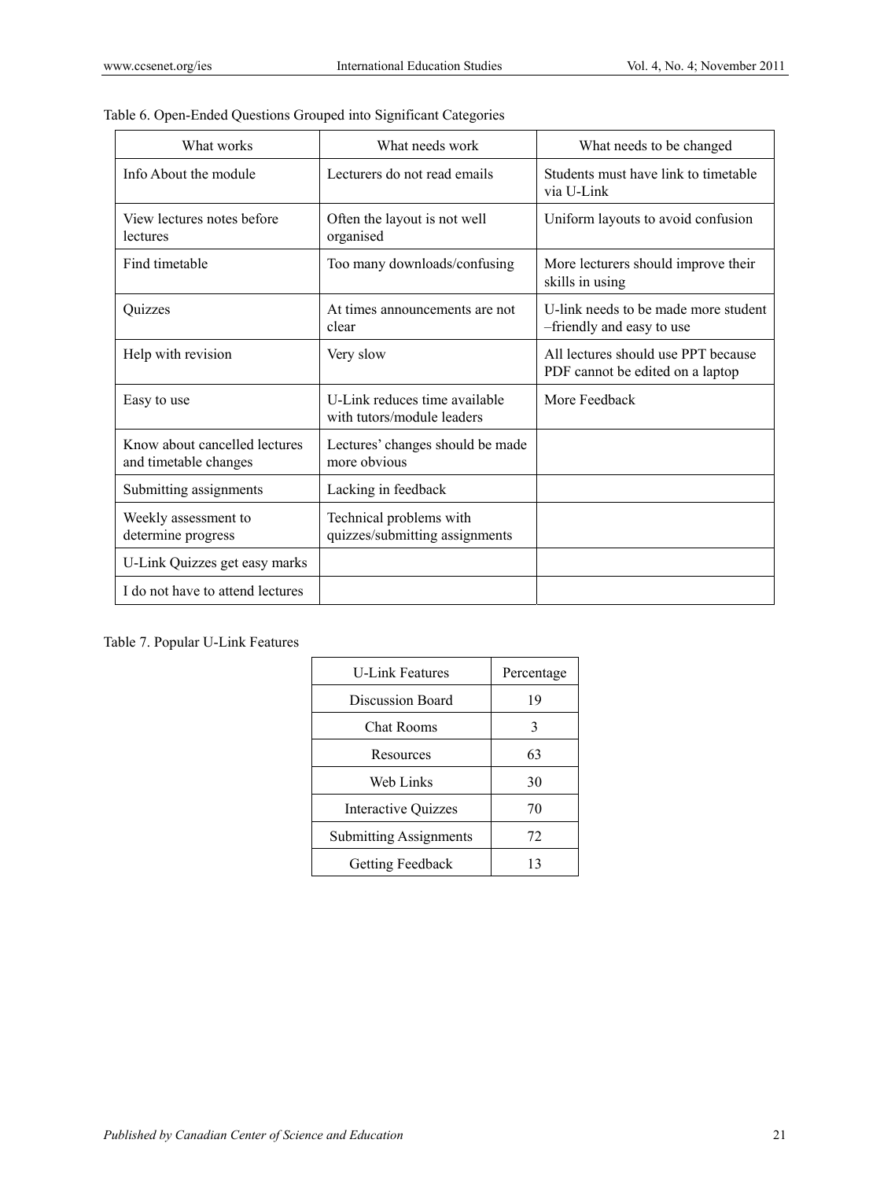Table 6. Open-Ended Questions Grouped into Significant Categories

| What works | What needs work | What needs to be changed |
|---|---|---|
| Info About the module | Lecturers do not read emails | Students must have link to timetable via U-Link |
| View lectures notes before lectures | Often the layout is not well organised | Uniform layouts to avoid confusion |
| Find timetable | Too many downloads/confusing | More lecturers should improve their skills in using |
| Quizzes | At times announcements are not clear | U-link needs to be made more student –friendly and easy to use |
| Help with revision | Very slow | All lectures should use PPT because PDF cannot be edited on a laptop |
| Easy to use | U-Link reduces time available with tutors/module leaders | More Feedback |
| Know about cancelled lectures and timetable changes | Lectures' changes should be made more obvious | |
| Submitting assignments | Lacking in feedback | |
| Weekly assessment to determine progress | Technical problems with quizzes/submitting assignments | |
| U-Link Quizzes get easy marks | | |
| I do not have to attend lectures | | |

Table 7. Popular U-Link Features

| U-Link Features | Percentage |
|---|---|
| Discussion Board | 19 |
| Chat Rooms | 3 |
| Resources | 63 |
| Web Links | 30 |
| Interactive Quizzes | 70 |
| Submitting Assignments | 72 |
| Getting Feedback | 13 |